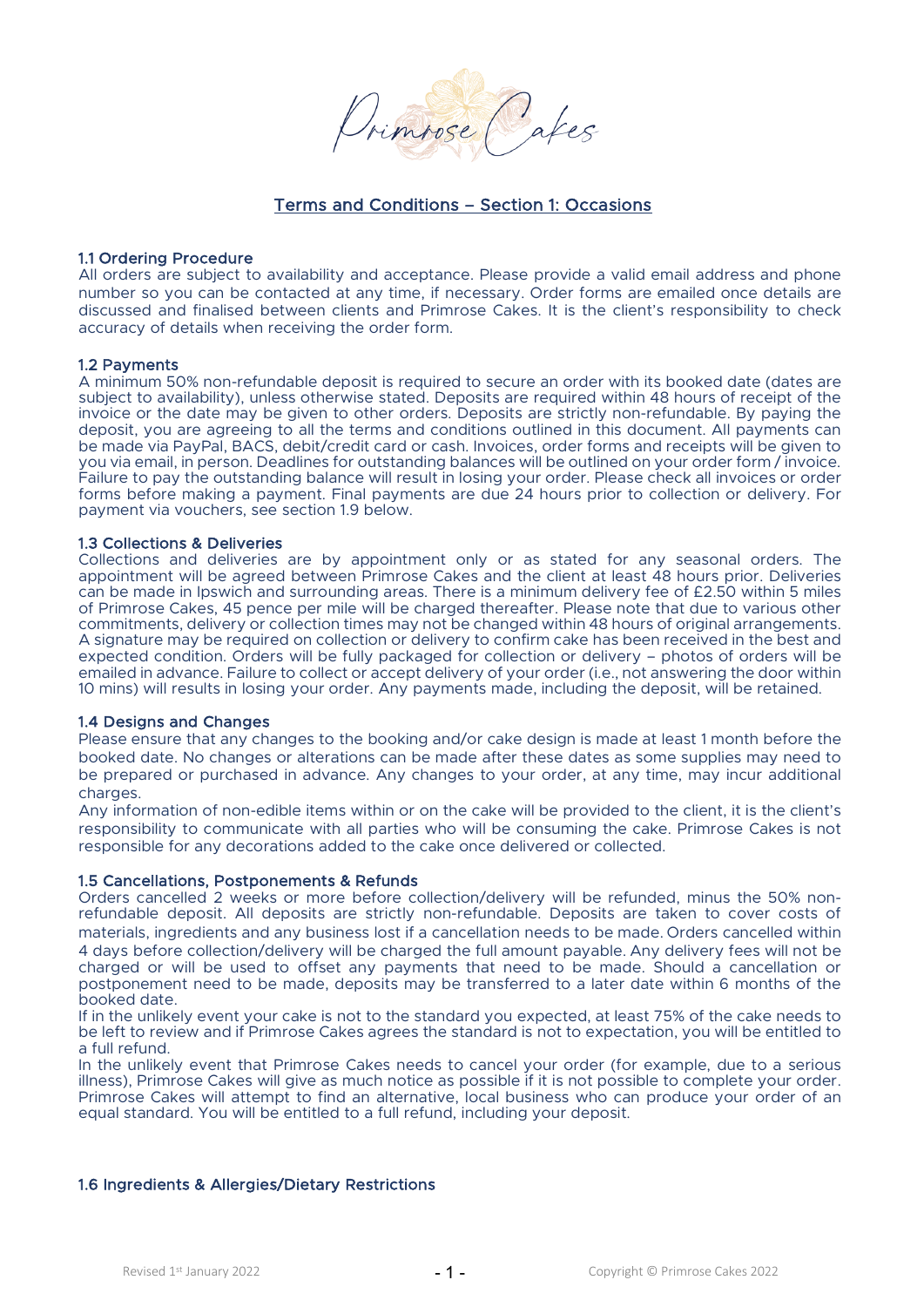# Primrose Cakes

## Terms and Conditions – Section 1: Occasions

### 1.1 Ordering Procedure

All orders are subject to availability and acceptance. Please provide a valid email address and phone number so you can be contacted at any time, if necessary. Order forms are emailed once details are discussed and finalised between clients and Primrose Cakes. It is the client's responsibility to check accuracy of details when receiving the order form.

### 1.2 Payments

A minimum 50% non-refundable deposit is required to secure an order with its booked date (dates are subject to availability), unless otherwise stated. Deposits are required within 48 hours of receipt of the invoice or the date may be given to other orders. Deposits are strictly non-refundable. By paying the deposit, you are agreeing to all the terms and conditions outlined in this document. All payments can be made via PayPal, BACS, debit/credit card or cash. Invoices, order forms and receipts will be given to you via email, in person. Deadlines for outstanding balances will be outlined on your order form / invoice. Failure to pay the outstanding balance will result in losing your order. Please check all invoices or order forms before making a payment. Final payments are due 24 hours prior to collection or delivery. For payment via vouchers, see section 1.9 below.

### 1.3 Collections & Deliveries

Collections and deliveries are by appointment only or as stated for any seasonal orders. The appointment will be agreed between Primrose Cakes and the client at least 48 hours prior. Deliveries can be made in Ipswich and surrounding areas. There is a minimum delivery fee of £2.50 within 5 miles of Primrose Cakes, 45 pence per mile will be charged thereafter. Please note that due to various other commitments, delivery or collection times may not be changed within 48 hours of original arrangements. A signature may be required on collection or delivery to confirm cake has been received in the best and expected condition. Orders will be fully packaged for collection or delivery – photos of orders will be emailed in advance. Failure to collect or accept delivery of your order (i.e., not answering the door within 10 mins) will results in losing your order. Any payments made, including the deposit, will be retained.

### 1.4 Designs and Changes

Please ensure that any changes to the booking and/or cake design is made at least 1 month before the booked date. No changes or alterations can be made after these dates as some supplies may need to be prepared or purchased in advance. Any changes to your order, at any time, may incur additional charges.

Any information of non-edible items within or on the cake will be provided to the client, it is the client's responsibility to communicate with all parties who will be consuming the cake. Primrose Cakes is not responsible for any decorations added to the cake once delivered or collected.

### 1.5 Cancellations, Postponements & Refunds

Orders cancelled 2 weeks or more before collection/delivery will be refunded, minus the 50% non-refundable deposit. All deposits are strictly non-refundable. Deposits are taken to cover costs of materials, ingredients and any business lost if a cancellation needs to be made. Orders cancelled within 4 days before collection/delivery will be charged the full amount payable. Any delivery fees will not be charged or will be used to offset any payments that need to be made. Should a cancellation or postponement need to be made, deposits may be transferred to a later date within 6 months of the booked date.

If in the unlikely event your cake is not to the standard you expected, at least 75% of the cake needs to be left to review and if Primrose Cakes agrees the standard is not to expectation, you will be entitled to a full refund.

In the unlikely event that Primrose Cakes needs to cancel your order (for example, due to a serious illness), Primrose Cakes will give as much notice as possible if it is not possible to complete your order. Primrose Cakes will attempt to find an alternative, local business who can produce your order of an equal standard. You will be entitled to a full refund, including your deposit.

### 1.6 Ingredients & Allergies/Dietary Restrictions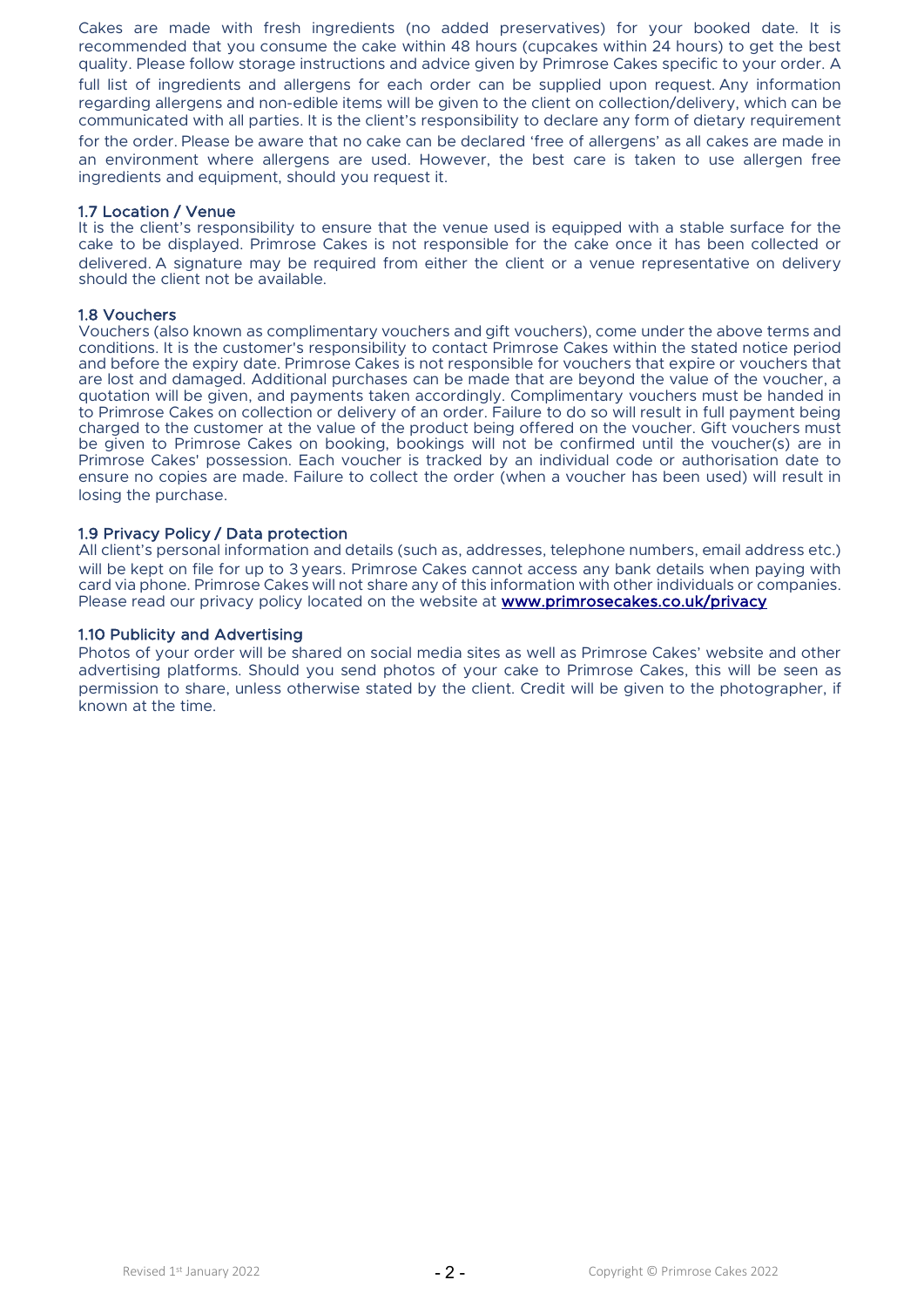Cakes are made with fresh ingredients (no added preservatives) for your booked date. It is recommended that you consume the cake within 48 hours (cupcakes within 24 hours) to get the best quality. Please follow storage instructions and advice given by Primrose Cakes specific to your order. A full list of ingredients and allergens for each order can be supplied upon request. Any information regarding allergens and non-edible items will be given to the client on collection/delivery, which can be communicated with all parties. It is the client's responsibility to declare any form of dietary requirement for the order. Please be aware that no cake can be declared 'free of allergens' as all cakes are made in an environment where allergens are used. However, the best care is taken to use allergen free ingredients and equipment, should you request it.

### 1.7 Location / Venue

It is the client's responsibility to ensure that the venue used is equipped with a stable surface for the cake to be displayed. Primrose Cakes is not responsible for the cake once it has been collected or delivered. A signature may be required from either the client or a venue representative on delivery should the client not be available.

### 1.8 Vouchers

Vouchers (also known as complimentary vouchers and gift vouchers), come under the above terms and conditions. It is the customer's responsibility to contact Primrose Cakes within the stated notice period and before the expiry date. Primrose Cakes is not responsible for vouchers that expire or vouchers that are lost and damaged. Additional purchases can be made that are beyond the value of the voucher, a quotation will be given, and payments taken accordingly. Complimentary vouchers must be handed in to Primrose Cakes on collection or delivery of an order. Failure to do so will result in full payment being charged to the customer at the value of the product being offered on the voucher. Gift vouchers must be given to Primrose Cakes on booking, bookings will not be confirmed until the voucher(s) are in Primrose Cakes' possession. Each voucher is tracked by an individual code or authorisation date to ensure no copies are made. Failure to collect the order (when a voucher has been used) will result in losing the purchase.

### 1.9 Privacy Policy / Data protection

All client's personal information and details (such as, addresses, telephone numbers, email address etc.) will be kept on file for up to 3 years. Primrose Cakes cannot access any bank details when paying with card via phone. Primrose Cakes will not share any of this information with other individuals or companies. Please read our privacy policy located on the website at **www.primrosecakes.co.uk/privacy**

### 1.10 Publicity and Advertising

Photos of your order will be shared on social media sites as well as Primrose Cakes' website and other advertising platforms. Should you send photos of your cake to Primrose Cakes, this will be seen as permission to share, unless otherwise stated by the client. Credit will be given to the photographer, if known at the time.